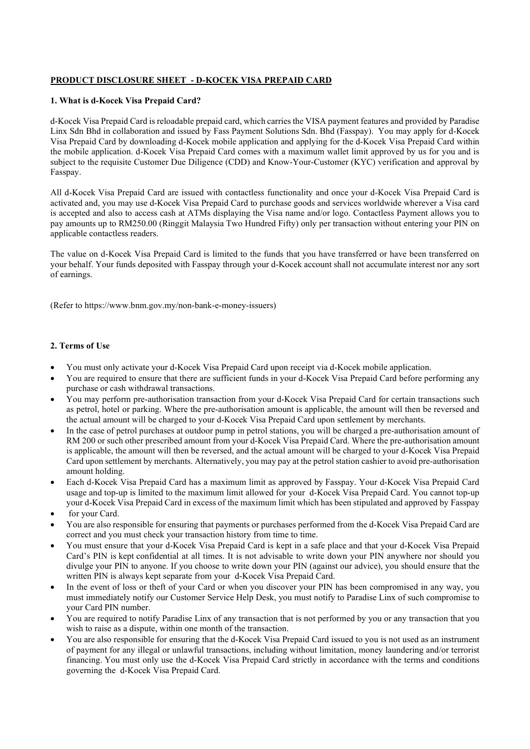# PRODUCT DISCLOSURE SHEET - D-KOCEK VISA PREPAID CARD

## 1. What is d-Kocek Visa Prepaid Card?

d-Kocek Visa Prepaid Card is reloadable prepaid card, which carries the VISA payment features and provided by Paradise Linx Sdn Bhd in collaboration and issued by Fass Payment Solutions Sdn. Bhd (Fasspay). You may apply for d-Kocek Visa Prepaid Card by downloading d-Kocek mobile application and applying for the d-Kocek Visa Prepaid Card within the mobile application. d-Kocek Visa Prepaid Card comes with a maximum wallet limit approved by us for you and is subject to the requisite Customer Due Diligence (CDD) and Know-Your-Customer (KYC) verification and approval by Fasspay.

All d-Kocek Visa Prepaid Card are issued with contactless functionality and once your d-Kocek Visa Prepaid Card is activated and, you may use d-Kocek Visa Prepaid Card to purchase goods and services worldwide wherever a Visa card is accepted and also to access cash at ATMs displaying the Visa name and/or logo. Contactless Payment allows you to pay amounts up to RM250.00 (Ringgit Malaysia Two Hundred Fifty) only per transaction without entering your PIN on applicable contactless readers.

The value on d-Kocek Visa Prepaid Card is limited to the funds that you have transferred or have been transferred on your behalf. Your funds deposited with Fasspay through your d-Kocek account shall not accumulate interest nor any sort of earnings.

(Refer to https://www.bnm.gov.my/non-bank-e-money-issuers)

## 2. Terms of Use

- You must only activate your d-Kocek Visa Prepaid Card upon receipt via d-Kocek mobile application.
- You are required to ensure that there are sufficient funds in your d-Kocek Visa Prepaid Card before performing any purchase or cash withdrawal transactions.
- You may perform pre-authorisation transaction from your d-Kocek Visa Prepaid Card for certain transactions such as petrol, hotel or parking. Where the pre-authorisation amount is applicable, the amount will then be reversed and the actual amount will be charged to your d-Kocek Visa Prepaid Card upon settlement by merchants.
- In the case of petrol purchases at outdoor pump in petrol stations, you will be charged a pre-authorisation amount of RM 200 or such other prescribed amount from your d-Kocek Visa Prepaid Card. Where the pre-authorisation amount is applicable, the amount will then be reversed, and the actual amount will be charged to your d-Kocek Visa Prepaid Card upon settlement by merchants. Alternatively, you may pay at the petrol station cashier to avoid pre-authorisation amount holding.
- Each d-Kocek Visa Prepaid Card has a maximum limit as approved by Fasspay. Your d-Kocek Visa Prepaid Card usage and top-up is limited to the maximum limit allowed for your d-Kocek Visa Prepaid Card. You cannot top-up your d-Kocek Visa Prepaid Card in excess of the maximum limit which has been stipulated and approved by Fasspay
- for your Card.
- You are also responsible for ensuring that payments or purchases performed from the d-Kocek Visa Prepaid Card are correct and you must check your transaction history from time to time.
- You must ensure that your d-Kocek Visa Prepaid Card is kept in a safe place and that your d-Kocek Visa Prepaid Card's PIN is kept confidential at all times. It is not advisable to write down your PIN anywhere nor should you divulge your PIN to anyone. If you choose to write down your PIN (against our advice), you should ensure that the written PIN is always kept separate from your d-Kocek Visa Prepaid Card.
- In the event of loss or theft of your Card or when you discover your PIN has been compromised in any way, you must immediately notify our Customer Service Help Desk, you must notify to Paradise Linx of such compromise to your Card PIN number.
- You are required to notify Paradise Linx of any transaction that is not performed by you or any transaction that you wish to raise as a dispute, within one month of the transaction.
- You are also responsible for ensuring that the d-Kocek Visa Prepaid Card issued to you is not used as an instrument of payment for any illegal or unlawful transactions, including without limitation, money laundering and/or terrorist financing. You must only use the d-Kocek Visa Prepaid Card strictly in accordance with the terms and conditions governing the d-Kocek Visa Prepaid Card.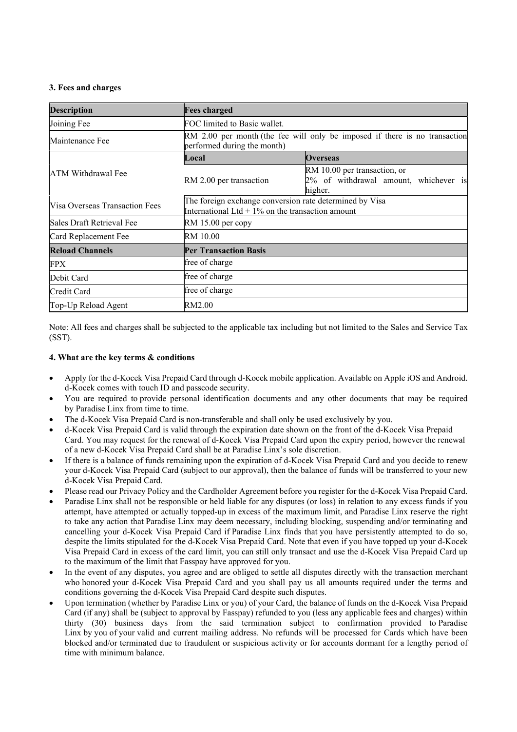### 3. Fees and charges

| Description | Fees charged | |
|---|---|---|
| Joining Fee | FOC limited to Basic wallet. | |
| Maintenance Fee | RM 2.00 per month (the fee will only be imposed if there is no transaction performed during the month) | |
| ATM Withdrawal Fee | **Local** | **Overseas** |
| | RM 2.00 per transaction | RM 10.00 per transaction, or 2% of withdrawal amount, whichever is higher. |
| Visa Overseas Transaction Fees | The foreign exchange conversion rate determined by Visa International Ltd + 1% on the transaction amount | |
| Sales Draft Retrieval Fee | RM 15.00 per copy | |
| Card Replacement Fee | RM 10.00 | |
| **Reload Channels** | **Per Transaction Basis** | |
| FPX | free of charge | |
| Debit Card | free of charge | |
| Credit Card | free of charge | |
| Top-Up Reload Agent | RM2.00 | |

Note: All fees and charges shall be subjected to the applicable tax including but not limited to the Sales and Service Tax (SST).

### 4. What are the key terms & conditions

- Apply for the d-Kocek Visa Prepaid Card through d-Kocek mobile application. Available on Apple iOS and Android. d-Kocek comes with touch ID and passcode security.
- You are required to provide personal identification documents and any other documents that may be required by Paradise Linx from time to time.
- The d-Kocek Visa Prepaid Card is non-transferable and shall only be used exclusively by you.
- d-Kocek Visa Prepaid Card is valid through the expiration date shown on the front of the d-Kocek Visa Prepaid Card. You may request for the renewal of d-Kocek Visa Prepaid Card upon the expiry period, however the renewal of a new d-Kocek Visa Prepaid Card shall be at Paradise Linx's sole discretion.
- If there is a balance of funds remaining upon the expiration of d-Kocek Visa Prepaid Card and you decide to renew your d-Kocek Visa Prepaid Card (subject to our approval), then the balance of funds will be transferred to your new d-Kocek Visa Prepaid Card.
- Please read our Privacy Policy and the Cardholder Agreement before you register for the d-Kocek Visa Prepaid Card.
- Paradise Linx shall not be responsible or held liable for any disputes (or loss) in relation to any excess funds if you attempt, have attempted or actually topped-up in excess of the maximum limit, and Paradise Linx reserve the right to take any action that Paradise Linx may deem necessary, including blocking, suspending and/or terminating and cancelling your d-Kocek Visa Prepaid Card if Paradise Linx finds that you have persistently attempted to do so, despite the limits stipulated for the d-Kocek Visa Prepaid Card. Note that even if you have topped up your d-Kocek Visa Prepaid Card in excess of the card limit, you can still only transact and use the d-Kocek Visa Prepaid Card up to the maximum of the limit that Fasspay have approved for you.
- In the event of any disputes, you agree and are obliged to settle all disputes directly with the transaction merchant who honored your d-Kocek Visa Prepaid Card and you shall pay us all amounts required under the terms and conditions governing the d-Kocek Visa Prepaid Card despite such disputes.
- Upon termination (whether by Paradise Linx or you) of your Card, the balance of funds on the d-Kocek Visa Prepaid Card (if any) shall be (subject to approval by Fasspay) refunded to you (less any applicable fees and charges) within thirty (30) business days from the said termination subject to confirmation provided to Paradise Linx by you of your valid and current mailing address. No refunds will be processed for Cards which have been blocked and/or terminated due to fraudulent or suspicious activity or for accounts dormant for a lengthy period of time with minimum balance.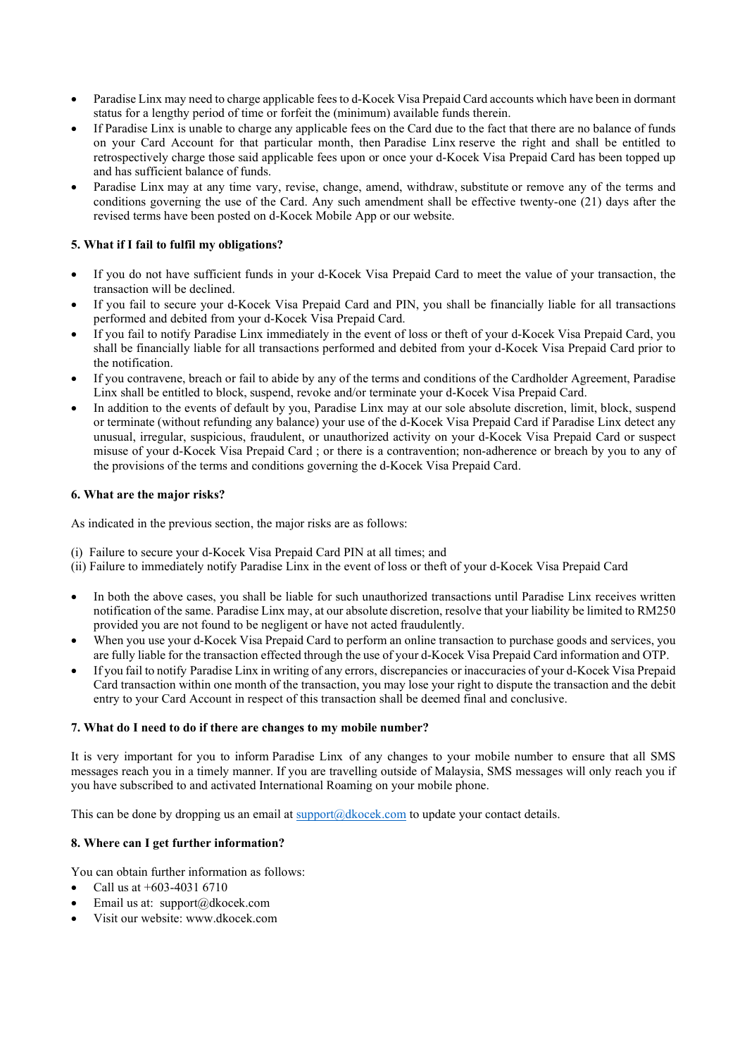- Paradise Linx may need to charge applicable fees to d-Kocek Visa Prepaid Card accounts which have been in dormant status for a lengthy period of time or forfeit the (minimum) available funds therein.
- If Paradise Linx is unable to charge any applicable fees on the Card due to the fact that there are no balance of funds on your Card Account for that particular month, then Paradise Linx reserve the right and shall be entitled to retrospectively charge those said applicable fees upon or once your d-Kocek Visa Prepaid Card has been topped up and has sufficient balance of funds.
- Paradise Linx may at any time vary, revise, change, amend, withdraw, substitute or remove any of the terms and conditions governing the use of the Card. Any such amendment shall be effective twenty-one (21) days after the revised terms have been posted on d-Kocek Mobile App or our website.

**5. What if I fail to fulfil my obligations?**

- If you do not have sufficient funds in your d-Kocek Visa Prepaid Card to meet the value of your transaction, the transaction will be declined.
- If you fail to secure your d-Kocek Visa Prepaid Card and PIN, you shall be financially liable for all transactions performed and debited from your d-Kocek Visa Prepaid Card.
- If you fail to notify Paradise Linx immediately in the event of loss or theft of your d-Kocek Visa Prepaid Card, you shall be financially liable for all transactions performed and debited from your d-Kocek Visa Prepaid Card prior to the notification.
- If you contravene, breach or fail to abide by any of the terms and conditions of the Cardholder Agreement, Paradise Linx shall be entitled to block, suspend, revoke and/or terminate your d-Kocek Visa Prepaid Card.
- In addition to the events of default by you, Paradise Linx may at our sole absolute discretion, limit, block, suspend or terminate (without refunding any balance) your use of the d-Kocek Visa Prepaid Card if Paradise Linx detect any unusual, irregular, suspicious, fraudulent, or unauthorized activity on your d-Kocek Visa Prepaid Card or suspect misuse of your d-Kocek Visa Prepaid Card ; or there is a contravention; non-adherence or breach by you to any of the provisions of the terms and conditions governing the d-Kocek Visa Prepaid Card.

**6. What are the major risks?**

As indicated in the previous section, the major risks are as follows:

(i) Failure to secure your d-Kocek Visa Prepaid Card PIN at all times; and
(ii) Failure to immediately notify Paradise Linx in the event of loss or theft of your d-Kocek Visa Prepaid Card

- In both the above cases, you shall be liable for such unauthorized transactions until Paradise Linx receives written notification of the same. Paradise Linx may, at our absolute discretion, resolve that your liability be limited to RM250 provided you are not found to be negligent or have not acted fraudulently.
- When you use your d-Kocek Visa Prepaid Card to perform an online transaction to purchase goods and services, you are fully liable for the transaction effected through the use of your d-Kocek Visa Prepaid Card information and OTP.
- If you fail to notify Paradise Linx in writing of any errors, discrepancies or inaccuracies of your d-Kocek Visa Prepaid Card transaction within one month of the transaction, you may lose your right to dispute the transaction and the debit entry to your Card Account in respect of this transaction shall be deemed final and conclusive.

**7. What do I need to do if there are changes to my mobile number?**

It is very important for you to inform Paradise Linx of any changes to your mobile number to ensure that all SMS messages reach you in a timely manner. If you are travelling outside of Malaysia, SMS messages will only reach you if you have subscribed to and activated International Roaming on your mobile phone.

This can be done by dropping us an email at support@dkocek.com to update your contact details.

**8. Where can I get further information?**

You can obtain further information as follows:

- Call us at +603-4031 6710
- Email us at: support@dkocek.com
- Visit our website: www.dkocek.com